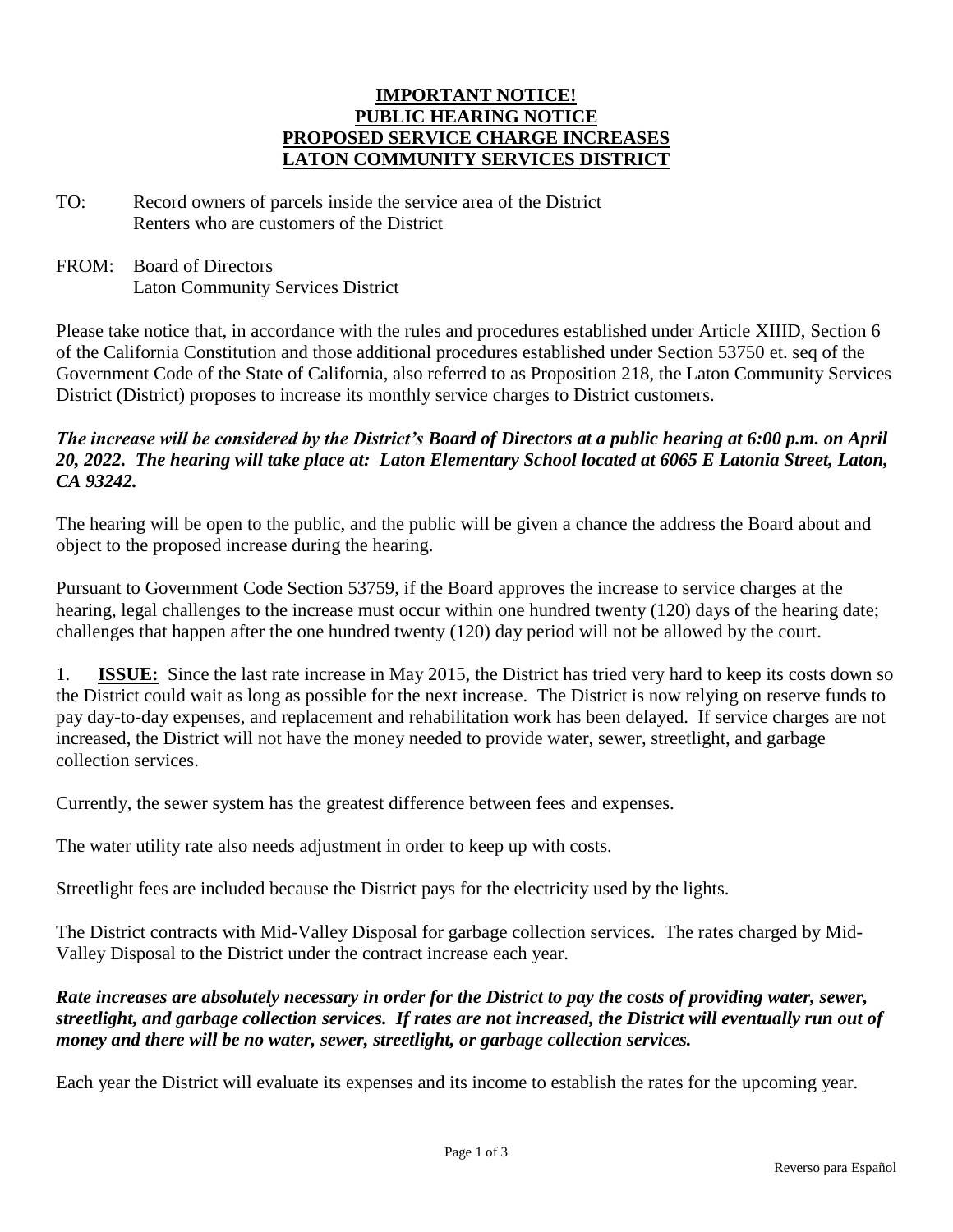# IMPORTANT NOTICE!
# PUBLIC HEARING NOTICE
# PROPOSED SERVICE CHARGE INCREASES
# LATON COMMUNITY SERVICES DISTRICT

TO: Record owners of parcels inside the service area of the District
Renters who are customers of the District

FROM: Board of Directors
Laton Community Services District

Please take notice that, in accordance with the rules and procedures established under Article XIIID, Section 6 of the California Constitution and those additional procedures established under Section 53750 et. seq of the Government Code of the State of California, also referred to as Proposition 218, the Laton Community Services District (District) proposes to increase its monthly service charges to District customers.

***The increase will be considered by the District's Board of Directors at a public hearing at 6:00 p.m. on April 20, 2022. The hearing will take place at: Laton Elementary School located at 6065 E Latonia Street, Laton, CA 93242.***

The hearing will be open to the public, and the public will be given a chance the address the Board about and object to the proposed increase during the hearing.

Pursuant to Government Code Section 53759, if the Board approves the increase to service charges at the hearing, legal challenges to the increase must occur within one hundred twenty (120) days of the hearing date; challenges that happen after the one hundred twenty (120) day period will not be allowed by the court.

1. **ISSUE:** Since the last rate increase in May 2015, the District has tried very hard to keep its costs down so the District could wait as long as possible for the next increase. The District is now relying on reserve funds to pay day-to-day expenses, and replacement and rehabilitation work has been delayed. If service charges are not increased, the District will not have the money needed to provide water, sewer, streetlight, and garbage collection services.

Currently, the sewer system has the greatest difference between fees and expenses.

The water utility rate also needs adjustment in order to keep up with costs.

Streetlight fees are included because the District pays for the electricity used by the lights.

The District contracts with Mid-Valley Disposal for garbage collection services. The rates charged by Mid-Valley Disposal to the District under the contract increase each year.

***Rate increases are absolutely necessary in order for the District to pay the costs of providing water, sewer, streetlight, and garbage collection services. If rates are not increased, the District will eventually run out of money and there will be no water, sewer, streetlight, or garbage collection services.***

Each year the District will evaluate its expenses and its income to establish the rates for the upcoming year.

Reverso para Español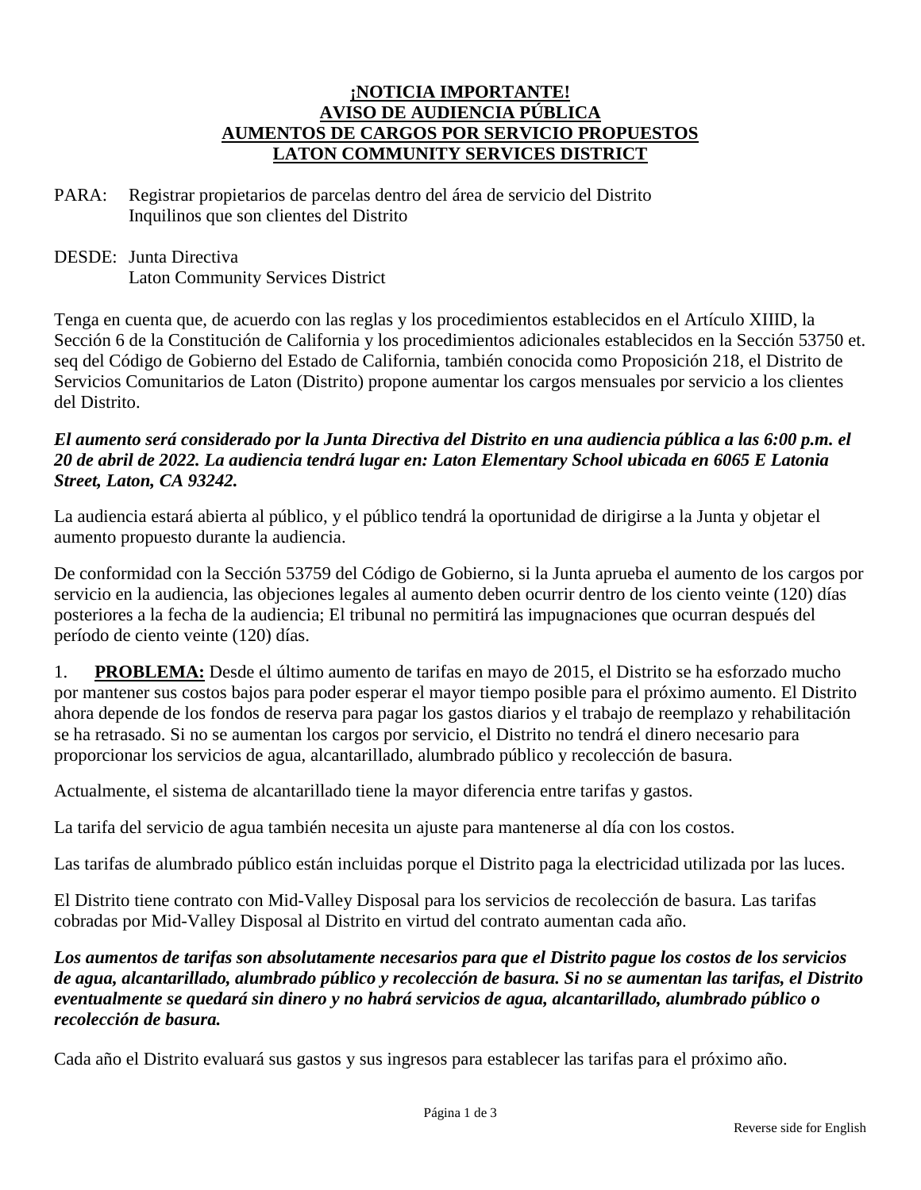**¡NOTICIA IMPORTANTE!**
**AVISO DE AUDIENCIA PÚBLICA**
**AUMENTOS DE CARGOS POR SERVICIO PROPUESTOS**
**LATON COMMUNITY SERVICES DISTRICT**

PARA: Registrar propietarios de parcelas dentro del área de servicio del Distrito
Inquilinos que son clientes del Distrito

DESDE: Junta Directiva
Laton Community Services District

Tenga en cuenta que, de acuerdo con las reglas y los procedimientos establecidos en el Artículo XIIID, la Sección 6 de la Constitución de California y los procedimientos adicionales establecidos en la Sección 53750 et. seq del Código de Gobierno del Estado de California, también conocida como Proposición 218, el Distrito de Servicios Comunitarios de Laton (Distrito) propone aumentar los cargos mensuales por servicio a los clientes del Distrito.

***El aumento será considerado por la Junta Directiva del Distrito en una audiencia pública a las 6:00 p.m. el 20 de abril de 2022. La audiencia tendrá lugar en: Laton Elementary School ubicada en 6065 E Latonia Street, Laton, CA 93242.***

La audiencia estará abierta al público, y el público tendrá la oportunidad de dirigirse a la Junta y objetar el aumento propuesto durante la audiencia.

De conformidad con la Sección 53759 del Código de Gobierno, si la Junta aprueba el aumento de los cargos por servicio en la audiencia, las objeciones legales al aumento deben ocurrir dentro de los ciento veinte (120) días posteriores a la fecha de la audiencia; El tribunal no permitirá las impugnaciones que ocurran después del período de ciento veinte (120) días.

1. **PROBLEMA:** Desde el último aumento de tarifas en mayo de 2015, el Distrito se ha esforzado mucho por mantener sus costos bajos para poder esperar el mayor tiempo posible para el próximo aumento. El Distrito ahora depende de los fondos de reserva para pagar los gastos diarios y el trabajo de reemplazo y rehabilitación se ha retrasado. Si no se aumentan los cargos por servicio, el Distrito no tendrá el dinero necesario para proporcionar los servicios de agua, alcantarillado, alumbrado público y recolección de basura.

Actualmente, el sistema de alcantarillado tiene la mayor diferencia entre tarifas y gastos.

La tarifa del servicio de agua también necesita un ajuste para mantenerse al día con los costos.

Las tarifas de alumbrado público están incluidas porque el Distrito paga la electricidad utilizada por las luces.

El Distrito tiene contrato con Mid-Valley Disposal para los servicios de recolección de basura. Las tarifas cobradas por Mid-Valley Disposal al Distrito en virtud del contrato aumentan cada año.

***Los aumentos de tarifas son absolutamente necesarios para que el Distrito pague los costos de los servicios de agua, alcantarillado, alumbrado público y recolección de basura. Si no se aumentan las tarifas, el Distrito eventualmente se quedará sin dinero y no habrá servicios de agua, alcantarillado, alumbrado público o recolección de basura.***

Cada año el Distrito evaluará sus gastos y sus ingresos para establecer las tarifas para el próximo año.

Reverse side for English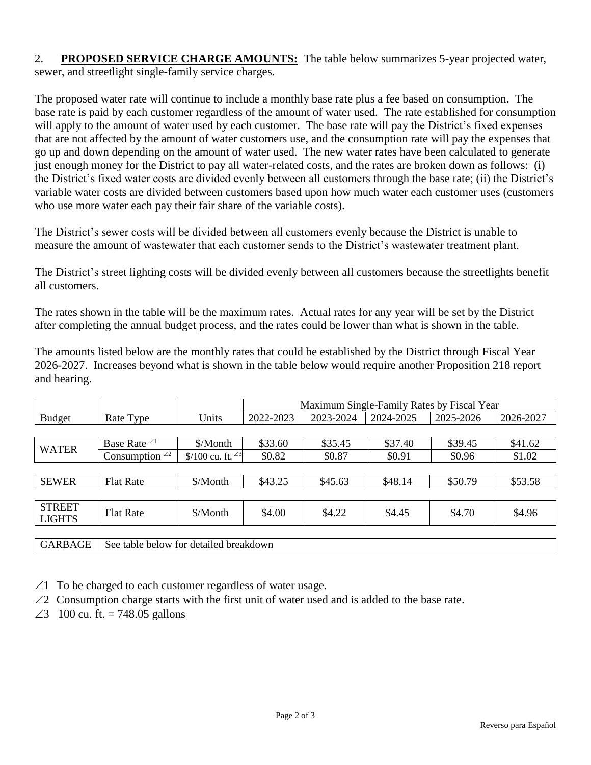2. **PROPOSED SERVICE CHARGE AMOUNTS:** The table below summarizes 5-year projected water, sewer, and streetlight single-family service charges.

The proposed water rate will continue to include a monthly base rate plus a fee based on consumption. The base rate is paid by each customer regardless of the amount of water used. The rate established for consumption will apply to the amount of water used by each customer. The base rate will pay the District's fixed expenses that are not affected by the amount of water customers use, and the consumption rate will pay the expenses that go up and down depending on the amount of water used. The new water rates have been calculated to generate just enough money for the District to pay all water-related costs, and the rates are broken down as follows: (i) the District's fixed water costs are divided evenly between all customers through the base rate; (ii) the District's variable water costs are divided between customers based upon how much water each customer uses (customers who use more water each pay their fair share of the variable costs).

The District's sewer costs will be divided between all customers evenly because the District is unable to measure the amount of wastewater that each customer sends to the District's wastewater treatment plant.

The District's street lighting costs will be divided evenly between all customers because the streetlights benefit all customers.

The rates shown in the table will be the maximum rates. Actual rates for any year will be set by the District after completing the annual budget process, and the rates could be lower than what is shown in the table.

The amounts listed below are the monthly rates that could be established by the District through Fiscal Year 2026-2027. Increases beyond what is shown in the table below would require another Proposition 218 report and hearing.

| | | | Maximum Single-Family Rates by Fiscal Year | | | | |
|---|---|---|---|---|---|---|---|
| Budget | Rate Type | Units | 2022-2023 | 2023-2024 | 2024-2025 | 2025-2026 | 2026-2027 |
| WATER | Base Rate ∠1 | $/Month | $33.60 | $35.45 | $37.40 | $39.45 | $41.62 |
| | Consumption ∠2 | $/100 cu. ft. ∠3 | $0.82 | $0.87 | $0.91 | $0.96 | $1.02 |
| SEWER | Flat Rate | $/Month | $43.25 | $45.63 | $48.14 | $50.79 | $53.58 |
| STREET LIGHTS | Flat Rate | $/Month | $4.00 | $4.22 | $4.45 | $4.70 | $4.96 |
| GARBAGE | See table below for detailed breakdown | | | | | | |

∠1 To be charged to each customer regardless of water usage.

∠2 Consumption charge starts with the first unit of water used and is added to the base rate.

∠3 100 cu. ft. = 748.05 gallons

Reverso para Español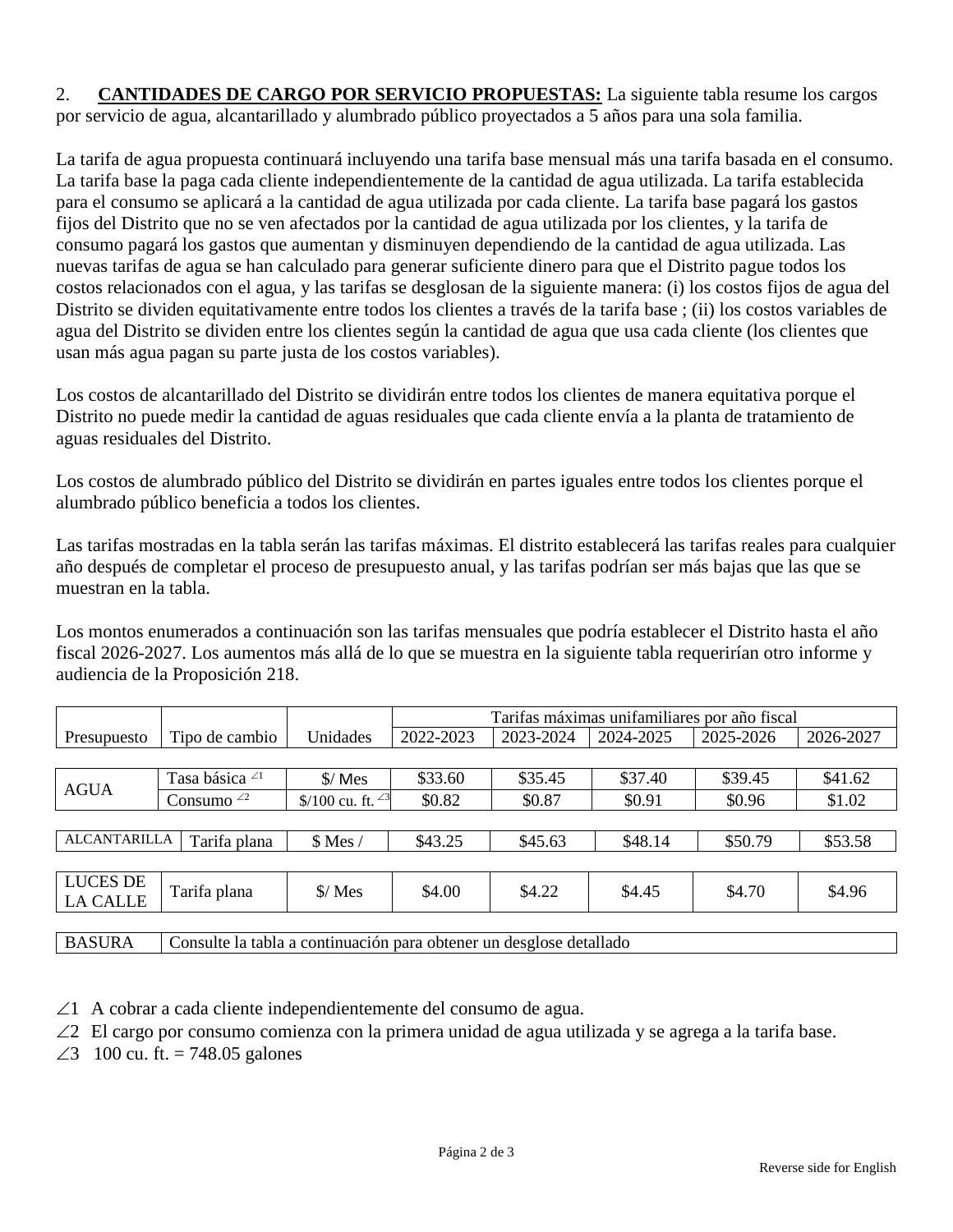2. **CANTIDADES DE CARGO POR SERVICIO PROPUESTAS:** La siguiente tabla resume los cargos por servicio de agua, alcantarillado y alumbrado público proyectados a 5 años para una sola familia.

La tarifa de agua propuesta continuará incluyendo una tarifa base mensual más una tarifa basada en el consumo. La tarifa base la paga cada cliente independientemente de la cantidad de agua utilizada. La tarifa establecida para el consumo se aplicará a la cantidad de agua utilizada por cada cliente. La tarifa base pagará los gastos fijos del Distrito que no se ven afectados por la cantidad de agua utilizada por los clientes, y la tarifa de consumo pagará los gastos que aumentan y disminuyen dependiendo de la cantidad de agua utilizada. Las nuevas tarifas de agua se han calculado para generar suficiente dinero para que el Distrito pague todos los costos relacionados con el agua, y las tarifas se desglosan de la siguiente manera: (i) los costos fijos de agua del Distrito se dividen equitativamente entre todos los clientes a través de la tarifa base ; (ii) los costos variables de agua del Distrito se dividen entre los clientes según la cantidad de agua que usa cada cliente (los clientes que usan más agua pagan su parte justa de los costos variables).

Los costos de alcantarillado del Distrito se dividirán entre todos los clientes de manera equitativa porque el Distrito no puede medir la cantidad de aguas residuales que cada cliente envía a la planta de tratamiento de aguas residuales del Distrito.

Los costos de alumbrado público del Distrito se dividirán en partes iguales entre todos los clientes porque el alumbrado público beneficia a todos los clientes.

Las tarifas mostradas en la tabla serán las tarifas máximas. El distrito establecerá las tarifas reales para cualquier año después de completar el proceso de presupuesto anual, y las tarifas podrían ser más bajas que las que se muestran en la tabla.

Los montos enumerados a continuación son las tarifas mensuales que podría establecer el Distrito hasta el año fiscal 2026-2027. Los aumentos más allá de lo que se muestra en la siguiente tabla requerirían otro informe y audiencia de la Proposición 218.

| | | | Tarifas máximas unifamiliares por año fiscal | | | | |
|---|---|---|---|---|---|---|---|
| Presupuesto | Tipo de cambio | Unidades | 2022-2023 | 2023-2024 | 2024-2025 | 2025-2026 | 2026-2027 |
| AGUA | Tasa básica ∠1 | $/ Mes | $33.60 | $35.45 | $37.40 | $39.45 | $41.62 |
| | Consumo ∠2 | $/100 cu. ft. ∠3 | $0.82 | $0.87 | $0.91 | $0.96 | $1.02 |
| ALCANTARILLA | Tarifa plana | $ Mes / | $43.25 | $45.63 | $48.14 | $50.79 | $53.58 |
| LUCES DE LA CALLE | Tarifa plana | $/ Mes | $4.00 | $4.22 | $4.45 | $4.70 | $4.96 |
| BASURA | Consulte la tabla a continuación para obtener un desglose detallado | | | | | | |

∠1 A cobrar a cada cliente independientemente del consumo de agua.

∠2 El cargo por consumo comienza con la primera unidad de agua utilizada y se agrega a la tarifa base.

∠3 100 cu. ft. = 748.05 galones

Reverse side for English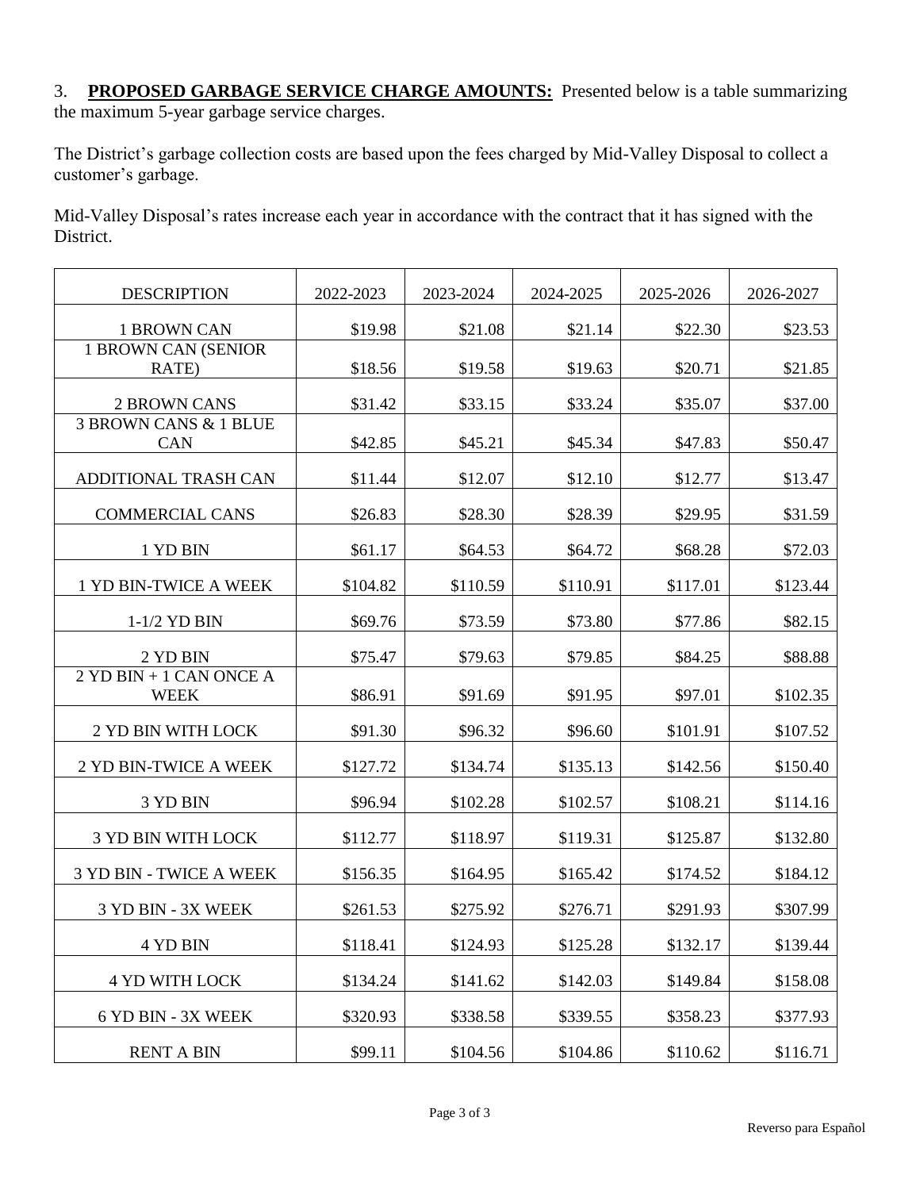3. **PROPOSED GARBAGE SERVICE CHARGE AMOUNTS:** Presented below is a table summarizing the maximum 5-year garbage service charges.

The District's garbage collection costs are based upon the fees charged by Mid-Valley Disposal to collect a customer's garbage.

Mid-Valley Disposal's rates increase each year in accordance with the contract that it has signed with the District.

| DESCRIPTION | 2022-2023 | 2023-2024 | 2024-2025 | 2025-2026 | 2026-2027 |
|---|---|---|---|---|---|
| 1 BROWN CAN | $19.98 | $21.08 | $21.14 | $22.30 | $23.53 |
| 1 BROWN CAN (SENIOR RATE) | $18.56 | $19.58 | $19.63 | $20.71 | $21.85 |
| 2 BROWN CANS | $31.42 | $33.15 | $33.24 | $35.07 | $37.00 |
| 3 BROWN CANS & 1 BLUE CAN | $42.85 | $45.21 | $45.34 | $47.83 | $50.47 |
| ADDITIONAL TRASH CAN | $11.44 | $12.07 | $12.10 | $12.77 | $13.47 |
| COMMERCIAL CANS | $26.83 | $28.30 | $28.39 | $29.95 | $31.59 |
| 1 YD BIN | $61.17 | $64.53 | $64.72 | $68.28 | $72.03 |
| 1 YD BIN-TWICE A WEEK | $104.82 | $110.59 | $110.91 | $117.01 | $123.44 |
| 1-1/2 YD BIN | $69.76 | $73.59 | $73.80 | $77.86 | $82.15 |
| 2 YD BIN | $75.47 | $79.63 | $79.85 | $84.25 | $88.88 |
| 2 YD BIN + 1 CAN ONCE A WEEK | $86.91 | $91.69 | $91.95 | $97.01 | $102.35 |
| 2 YD BIN WITH LOCK | $91.30 | $96.32 | $96.60 | $101.91 | $107.52 |
| 2 YD BIN-TWICE A WEEK | $127.72 | $134.74 | $135.13 | $142.56 | $150.40 |
| 3 YD BIN | $96.94 | $102.28 | $102.57 | $108.21 | $114.16 |
| 3 YD BIN WITH LOCK | $112.77 | $118.97 | $119.31 | $125.87 | $132.80 |
| 3 YD BIN - TWICE A WEEK | $156.35 | $164.95 | $165.42 | $174.52 | $184.12 |
| 3 YD BIN - 3X WEEK | $261.53 | $275.92 | $276.71 | $291.93 | $307.99 |
| 4 YD BIN | $118.41 | $124.93 | $125.28 | $132.17 | $139.44 |
| 4 YD WITH LOCK | $134.24 | $141.62 | $142.03 | $149.84 | $158.08 |
| 6 YD BIN - 3X WEEK | $320.93 | $338.58 | $339.55 | $358.23 | $377.93 |
| RENT A BIN | $99.11 | $104.56 | $104.86 | $110.62 | $116.71 |

Reverso para Español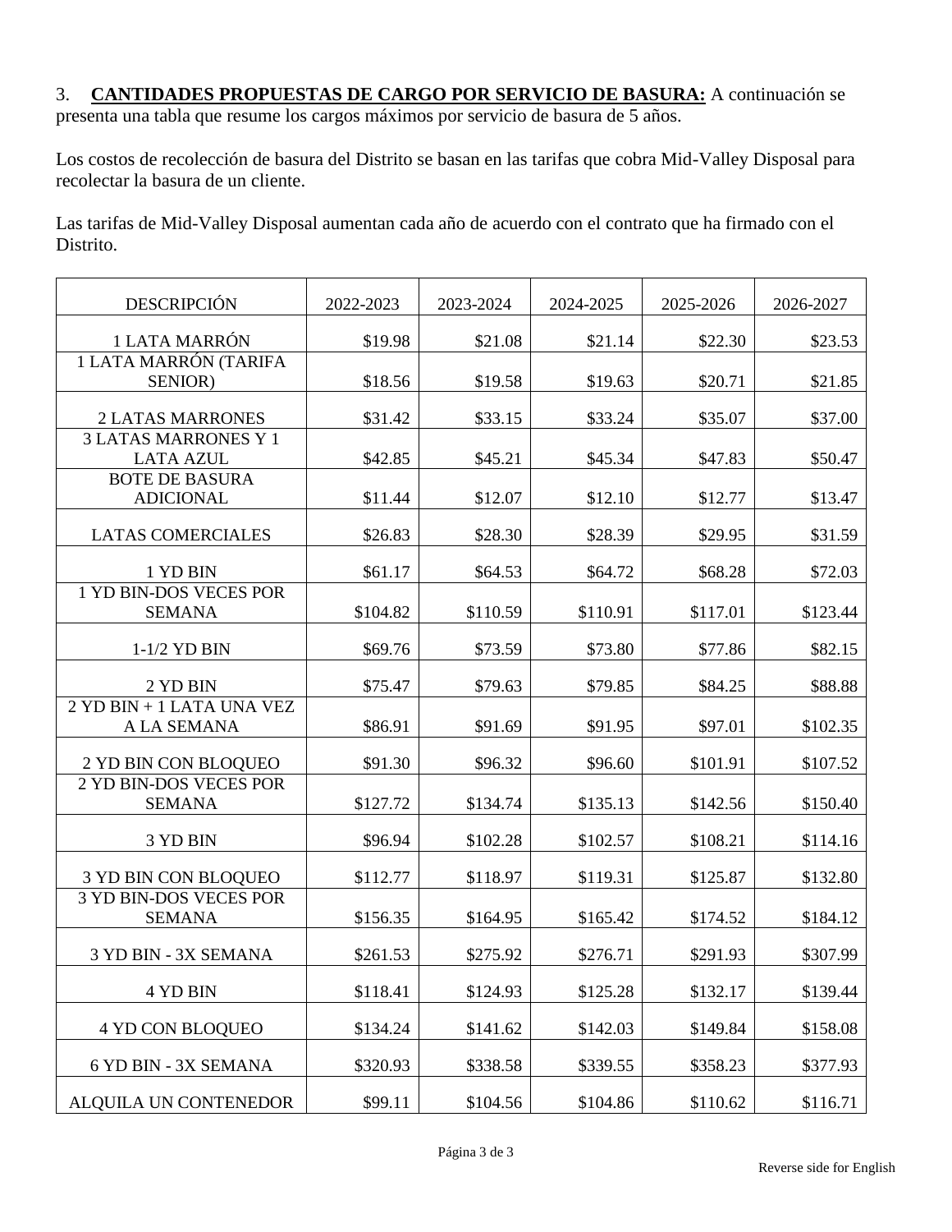3. **CANTIDADES PROPUESTAS DE CARGO POR SERVICIO DE BASURA:** A continuación se presenta una tabla que resume los cargos máximos por servicio de basura de 5 años.

Los costos de recolección de basura del Distrito se basan en las tarifas que cobra Mid-Valley Disposal para recolectar la basura de un cliente.

Las tarifas de Mid-Valley Disposal aumentan cada año de acuerdo con el contrato que ha firmado con el Distrito.

| DESCRIPCIÓN | 2022-2023 | 2023-2024 | 2024-2025 | 2025-2026 | 2026-2027 |
|---|---|---|---|---|---|
| 1 LATA MARRÓN | $19.98 | $21.08 | $21.14 | $22.30 | $23.53 |
| 1 LATA MARRÓN (TARIFA SENIOR) | $18.56 | $19.58 | $19.63 | $20.71 | $21.85 |
| 2 LATAS MARRONES | $31.42 | $33.15 | $33.24 | $35.07 | $37.00 |
| 3 LATAS MARRONES Y 1 LATA AZUL | $42.85 | $45.21 | $45.34 | $47.83 | $50.47 |
| BOTE DE BASURA ADICIONAL | $11.44 | $12.07 | $12.10 | $12.77 | $13.47 |
| LATAS COMERCIALES | $26.83 | $28.30 | $28.39 | $29.95 | $31.59 |
| 1 YD BIN | $61.17 | $64.53 | $64.72 | $68.28 | $72.03 |
| 1 YD BIN-DOS VECES POR SEMANA | $104.82 | $110.59 | $110.91 | $117.01 | $123.44 |
| 1-1/2 YD BIN | $69.76 | $73.59 | $73.80 | $77.86 | $82.15 |
| 2 YD BIN | $75.47 | $79.63 | $79.85 | $84.25 | $88.88 |
| 2 YD BIN + 1 LATA UNA VEZ A LA SEMANA | $86.91 | $91.69 | $91.95 | $97.01 | $102.35 |
| 2 YD BIN CON BLOQUEO | $91.30 | $96.32 | $96.60 | $101.91 | $107.52 |
| 2 YD BIN-DOS VECES POR SEMANA | $127.72 | $134.74 | $135.13 | $142.56 | $150.40 |
| 3 YD BIN | $96.94 | $102.28 | $102.57 | $108.21 | $114.16 |
| 3 YD BIN CON BLOQUEO | $112.77 | $118.97 | $119.31 | $125.87 | $132.80 |
| 3 YD BIN-DOS VECES POR SEMANA | $156.35 | $164.95 | $165.42 | $174.52 | $184.12 |
| 3 YD BIN - 3X SEMANA | $261.53 | $275.92 | $276.71 | $291.93 | $307.99 |
| 4 YD BIN | $118.41 | $124.93 | $125.28 | $132.17 | $139.44 |
| 4 YD CON BLOQUEO | $134.24 | $141.62 | $142.03 | $149.84 | $158.08 |
| 6 YD BIN - 3X SEMANA | $320.93 | $338.58 | $339.55 | $358.23 | $377.93 |
| ALQUILA UN CONTENEDOR | $99.11 | $104.56 | $104.86 | $110.62 | $116.71 |

Reverse side for English